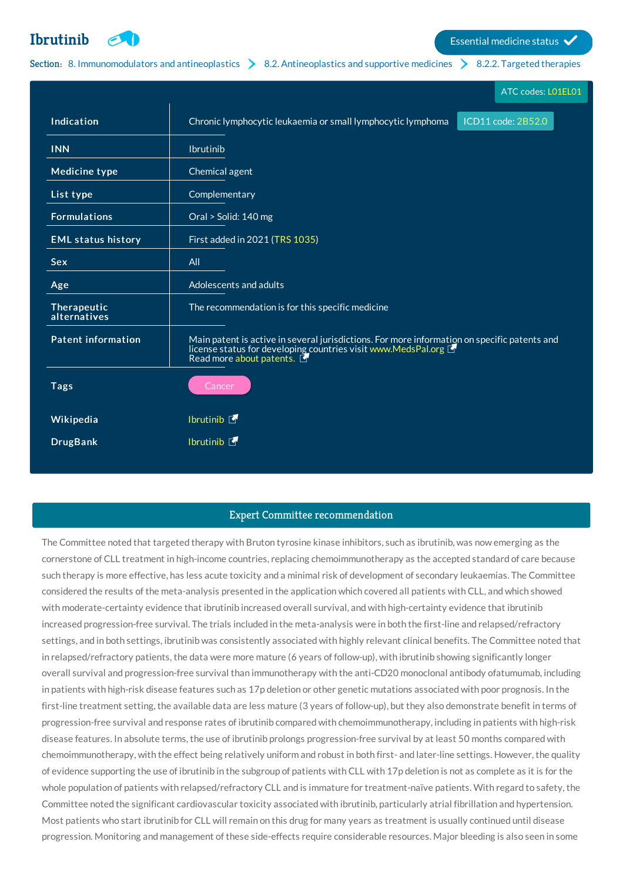# Ibrutinib

Essential medicine status ✓

**Section:** 8. Immunomodulators and antineoplastics > 8.2. Antineoplastics and supportive medicines > 8.2.2. Targeted therapies

ATC codes: L01EL01

| | |
|---|---|
| **Indication** | Chronic lymphocytic leukaemia or small lymphocytic lymphoma ICD11 code: 2B52.0 |
| **INN** | Ibrutinib |
| **Medicine type** | Chemical agent |
| **List type** | Complementary |
| **Formulations** | Oral > Solid: 140 mg |
| **EML status history** | First added in 2021 (TRS 1035) |
| **Sex** | All |
| **Age** | Adolescents and adults |
| **Therapeutic alternatives** | The recommendation is for this specific medicine |
| **Patent information** | Main patent is active in several jurisdictions. For more information on specific patents and license status for developing countries visit www.MedsPal.org<br>Read more about patents. |
| **Tags** | Cancer |
| **Wikipedia** | Ibrutinib |
| **DrugBank** | Ibrutinib |

## Expert Committee recommendation

The Committee noted that targeted therapy with Bruton tyrosine kinase inhibitors, such as ibrutinib, was now emerging as the cornerstone of CLL treatment in high-income countries, replacing chemoimmunotherapy as the accepted standard of care because such therapy is more effective, has less acute toxicity and a minimal risk of development of secondary leukaemias. The Committee considered the results of the meta-analysis presented in the application which covered all patients with CLL, and which showed with moderate-certainty evidence that ibrutinib increased overall survival, and with high-certainty evidence that ibrutinib increased progression-free survival. The trials included in the meta-analysis were in both the first-line and relapsed/refractory settings, and in both settings, ibrutinib was consistently associated with highly relevant clinical benefits. The Committee noted that in relapsed/refractory patients, the data were more mature (6 years of follow-up), with ibrutinib showing significantly longer overall survival and progression-free survival than immunotherapy with the anti-CD20 monoclonal antibody ofatumumab, including in patients with high-risk disease features such as 17p deletion or other genetic mutations associated with poor prognosis. In the first-line treatment setting, the available data are less mature (3 years of follow-up), but they also demonstrate benefit in terms of progression-free survival and response rates of ibrutinib compared with chemoimmunotherapy, including in patients with high-risk disease features. In absolute terms, the use of ibrutinib prolongs progression-free survival by at least 50 months compared with chemoimmunotherapy, with the effect being relatively uniform and robust in both first- and later-line settings. However, the quality of evidence supporting the use of ibrutinib in the subgroup of patients with CLL with 17p deletion is not as complete as it is for the whole population of patients with relapsed/refractory CLL and is immature for treatment-naïve patients. With regard to safety, the Committee noted the significant cardiovascular toxicity associated with ibrutinib, particularly atrial fibrillation and hypertension. Most patients who start ibrutinib for CLL will remain on this drug for many years as treatment is usually continued until disease progression. Monitoring and management of these side-effects require considerable resources. Major bleeding is also seen in some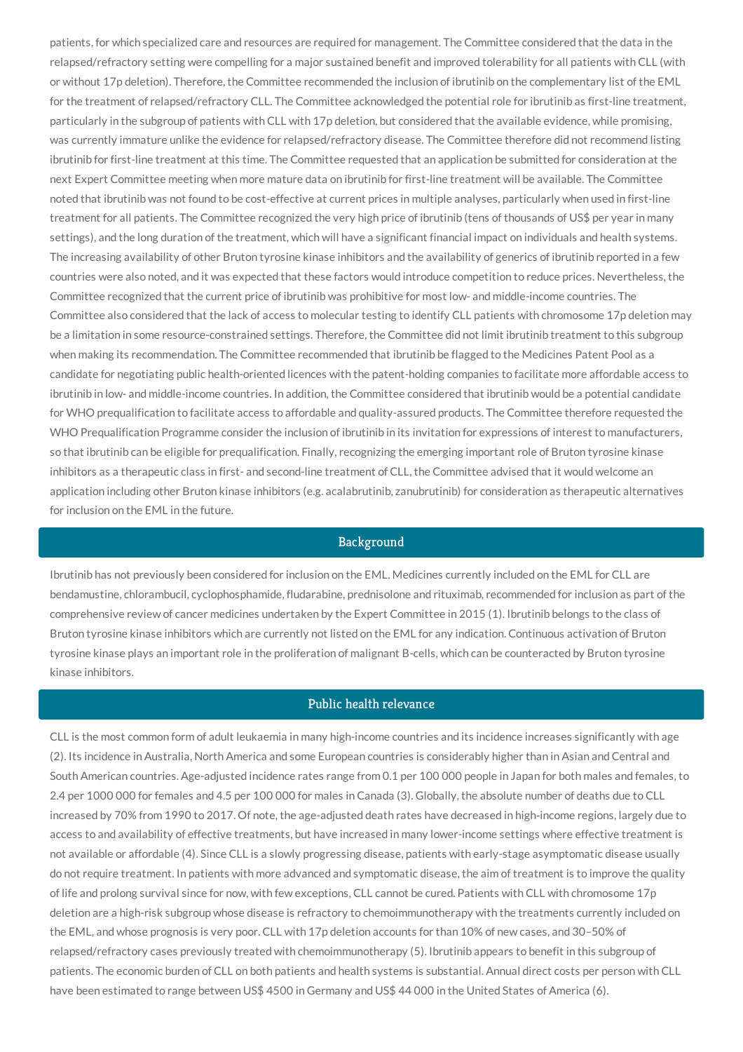patients, for which specialized care and resources are required for management. The Committee considered that the data in the relapsed/refractory setting were compelling for a major sustained benefit and improved tolerability for all patients with CLL (with or without 17p deletion). Therefore, the Committee recommended the inclusion of ibrutinib on the complementary list of the EML for the treatment of relapsed/refractory CLL. The Committee acknowledged the potential role for ibrutinib as first-line treatment, particularly in the subgroup of patients with CLL with 17p deletion, but considered that the available evidence, while promising, was currently immature unlike the evidence for relapsed/refractory disease. The Committee therefore did not recommend listing ibrutinib for first-line treatment at this time. The Committee requested that an application be submitted for consideration at the next Expert Committee meeting when more mature data on ibrutinib for first-line treatment will be available. The Committee noted that ibrutinib was not found to be cost-effective at current prices in multiple analyses, particularly when used in first-line treatment for all patients. The Committee recognized the very high price of ibrutinib (tens of thousands of US$ per year in many settings), and the long duration of the treatment, which will have a significant financial impact on individuals and health systems. The increasing availability of other Bruton tyrosine kinase inhibitors and the availability of generics of ibrutinib reported in a few countries were also noted, and it was expected that these factors would introduce competition to reduce prices. Nevertheless, the Committee recognized that the current price of ibrutinib was prohibitive for most low- and middle-income countries. The Committee also considered that the lack of access to molecular testing to identify CLL patients with chromosome 17p deletion may be a limitation in some resource-constrained settings. Therefore, the Committee did not limit ibrutinib treatment to this subgroup when making its recommendation. The Committee recommended that ibrutinib be flagged to the Medicines Patent Pool as a candidate for negotiating public health-oriented licences with the patent-holding companies to facilitate more affordable access to ibrutinib in low- and middle-income countries. In addition, the Committee considered that ibrutinib would be a potential candidate for WHO prequalification to facilitate access to affordable and quality-assured products. The Committee therefore requested the WHO Prequalification Programme consider the inclusion of ibrutinib in its invitation for expressions of interest to manufacturers, so that ibrutinib can be eligible for prequalification. Finally, recognizing the emerging important role of Bruton tyrosine kinase inhibitors as a therapeutic class in first- and second-line treatment of CLL, the Committee advised that it would welcome an application including other Bruton kinase inhibitors (e.g. acalabrutinib, zanubrutinib) for consideration as therapeutic alternatives for inclusion on the EML in the future.

## Background

Ibrutinib has not previously been considered for inclusion on the EML. Medicines currently included on the EML for CLL are bendamustine, chlorambucil, cyclophosphamide, fludarabine, prednisolone and rituximab, recommended for inclusion as part of the comprehensive review of cancer medicines undertaken by the Expert Committee in 2015 (1). Ibrutinib belongs to the class of Bruton tyrosine kinase inhibitors which are currently not listed on the EML for any indication. Continuous activation of Bruton tyrosine kinase plays an important role in the proliferation of malignant B-cells, which can be counteracted by Bruton tyrosine kinase inhibitors.

## Public health relevance

CLL is the most common form of adult leukaemia in many high-income countries and its incidence increases significantly with age (2). Its incidence in Australia, North America and some European countries is considerably higher than in Asian and Central and South American countries. Age-adjusted incidence rates range from 0.1 per 100 000 people in Japan for both males and females, to 2.4 per 1000 000 for females and 4.5 per 100 000 for males in Canada (3). Globally, the absolute number of deaths due to CLL increased by 70% from 1990 to 2017. Of note, the age-adjusted death rates have decreased in high-income regions, largely due to access to and availability of effective treatments, but have increased in many lower-income settings where effective treatment is not available or affordable (4). Since CLL is a slowly progressing disease, patients with early-stage asymptomatic disease usually do not require treatment. In patients with more advanced and symptomatic disease, the aim of treatment is to improve the quality of life and prolong survival since for now, with few exceptions, CLL cannot be cured. Patients with CLL with chromosome 17p deletion are a high-risk subgroup whose disease is refractory to chemoimmunotherapy with the treatments currently included on the EML, and whose prognosis is very poor. CLL with 17p deletion accounts for than 10% of new cases, and 30–50% of relapsed/refractory cases previously treated with chemoimmunotherapy (5). Ibrutinib appears to benefit in this subgroup of patients. The economic burden of CLL on both patients and health systems is substantial. Annual direct costs per person with CLL have been estimated to range between US$ 4500 in Germany and US$ 44 000 in the United States of America (6).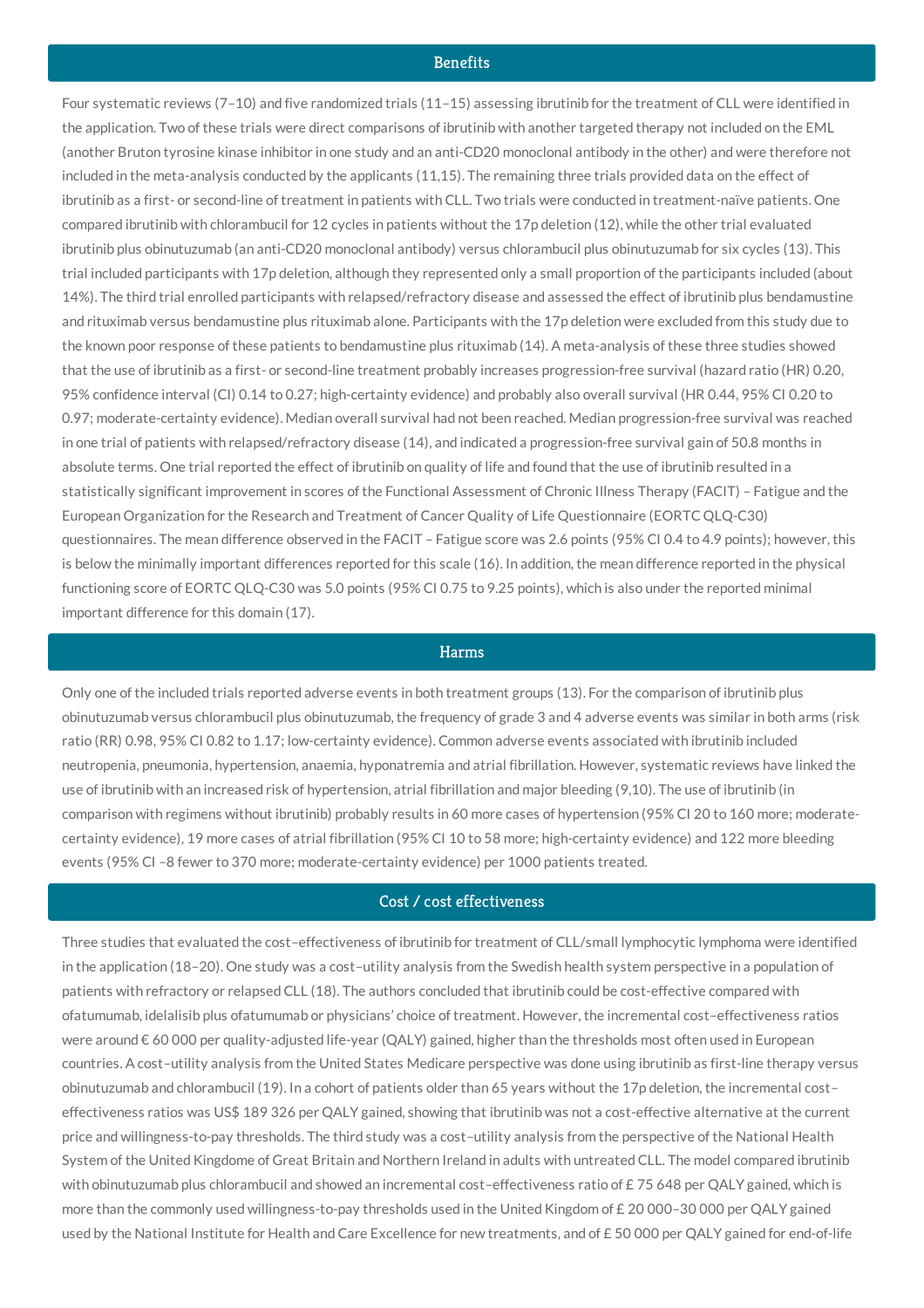## Benefits

Four systematic reviews (7–10) and five randomized trials (11–15) assessing ibrutinib for the treatment of CLL were identified in the application. Two of these trials were direct comparisons of ibrutinib with another targeted therapy not included on the EML (another Bruton tyrosine kinase inhibitor in one study and an anti-CD20 monoclonal antibody in the other) and were therefore not included in the meta-analysis conducted by the applicants (11,15). The remaining three trials provided data on the effect of ibrutinib as a first- or second-line of treatment in patients with CLL. Two trials were conducted in treatment-naïve patients. One compared ibrutinib with chlorambucil for 12 cycles in patients without the 17p deletion (12), while the other trial evaluated ibrutinib plus obinutuzumab (an anti-CD20 monoclonal antibody) versus chlorambucil plus obinutuzumab for six cycles (13). This trial included participants with 17p deletion, although they represented only a small proportion of the participants included (about 14%). The third trial enrolled participants with relapsed/refractory disease and assessed the effect of ibrutinib plus bendamustine and rituximab versus bendamustine plus rituximab alone. Participants with the 17p deletion were excluded from this study due to the known poor response of these patients to bendamustine plus rituximab (14). A meta-analysis of these three studies showed that the use of ibrutinib as a first- or second-line treatment probably increases progression-free survival (hazard ratio (HR) 0.20, 95% confidence interval (CI) 0.14 to 0.27; high-certainty evidence) and probably also overall survival (HR 0.44, 95% CI 0.20 to 0.97; moderate-certainty evidence). Median overall survival had not been reached. Median progression-free survival was reached in one trial of patients with relapsed/refractory disease (14), and indicated a progression-free survival gain of 50.8 months in absolute terms. One trial reported the effect of ibrutinib on quality of life and found that the use of ibrutinib resulted in a statistically significant improvement in scores of the Functional Assessment of Chronic Illness Therapy (FACIT) – Fatigue and the European Organization for the Research and Treatment of Cancer Quality of Life Questionnaire (EORTC QLQ-C30) questionnaires. The mean difference observed in the FACIT – Fatigue score was 2.6 points (95% CI 0.4 to 4.9 points); however, this is below the minimally important differences reported for this scale (16). In addition, the mean difference reported in the physical functioning score of EORTC QLQ-C30 was 5.0 points (95% CI 0.75 to 9.25 points), which is also under the reported minimal important difference for this domain (17).

## Harms

Only one of the included trials reported adverse events in both treatment groups (13). For the comparison of ibrutinib plus obinutuzumab versus chlorambucil plus obinutuzumab, the frequency of grade 3 and 4 adverse events was similar in both arms (risk ratio (RR) 0.98, 95% CI 0.82 to 1.17; low-certainty evidence). Common adverse events associated with ibrutinib included neutropenia, pneumonia, hypertension, anaemia, hyponatremia and atrial fibrillation. However, systematic reviews have linked the use of ibrutinib with an increased risk of hypertension, atrial fibrillation and major bleeding (9,10). The use of ibrutinib (in comparison with regimens without ibrutinib) probably results in 60 more cases of hypertension (95% CI 20 to 160 more; moderate-certainty evidence), 19 more cases of atrial fibrillation (95% CI 10 to 58 more; high-certainty evidence) and 122 more bleeding events (95% CI –8 fewer to 370 more; moderate-certainty evidence) per 1000 patients treated.

## Cost / cost effectiveness

Three studies that evaluated the cost–effectiveness of ibrutinib for treatment of CLL/small lymphocytic lymphoma were identified in the application (18–20). One study was a cost–utility analysis from the Swedish health system perspective in a population of patients with refractory or relapsed CLL (18). The authors concluded that ibrutinib could be cost-effective compared with ofatumumab, idelalisib plus ofatumumab or physicians' choice of treatment. However, the incremental cost–effectiveness ratios were around € 60 000 per quality-adjusted life-year (QALY) gained, higher than the thresholds most often used in European countries. A cost–utility analysis from the United States Medicare perspective was done using ibrutinib as first-line therapy versus obinutuzumab and chlorambucil (19). In a cohort of patients older than 65 years without the 17p deletion, the incremental cost–effectiveness ratios was US$ 189 326 per QALY gained, showing that ibrutinib was not a cost-effective alternative at the current price and willingness-to-pay thresholds. The third study was a cost–utility analysis from the perspective of the National Health System of the United Kingdome of Great Britain and Northern Ireland in adults with untreated CLL. The model compared ibrutinib with obinutuzumab plus chlorambucil and showed an incremental cost–effectiveness ratio of £ 75 648 per QALY gained, which is more than the commonly used willingness-to-pay thresholds used in the United Kingdom of £ 20 000–30 000 per QALY gained used by the National Institute for Health and Care Excellence for new treatments, and of £ 50 000 per QALY gained for end-of-life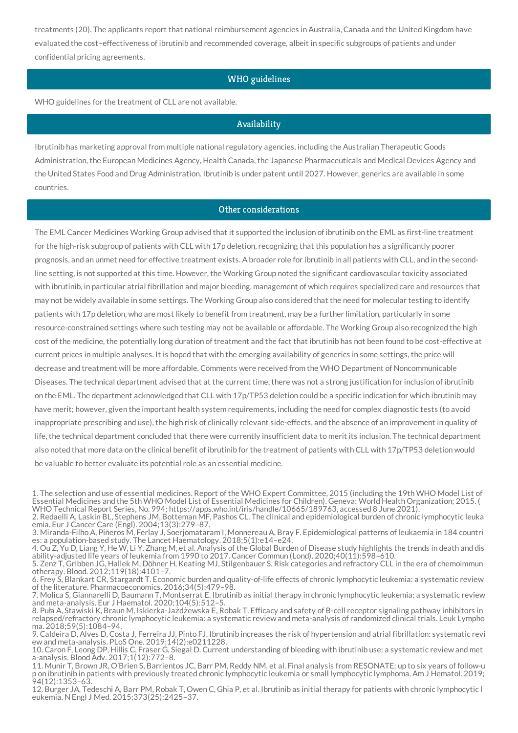treatments (20). The applicants report that national reimbursement agencies in Australia, Canada and the United Kingdom have evaluated the cost–effectiveness of ibrutinib and recommended coverage, albeit in specific subgroups of patients and under confidential pricing agreements.

## WHO guidelines

WHO guidelines for the treatment of CLL are not available.

## Availability

Ibrutinib has marketing approval from multiple national regulatory agencies, including the Australian Therapeutic Goods Administration, the European Medicines Agency, Health Canada, the Japanese Pharmaceuticals and Medical Devices Agency and the United States Food and Drug Administration. Ibrutinib is under patent until 2027. However, generics are available in some countries.

## Other considerations

The EML Cancer Medicines Working Group advised that it supported the inclusion of ibrutinib on the EML as first-line treatment for the high-risk subgroup of patients with CLL with 17p deletion, recognizing that this population has a significantly poorer prognosis, and an unmet need for effective treatment exists. A broader role for ibrutinib in all patients with CLL, and in the second-line setting, is not supported at this time. However, the Working Group noted the significant cardiovascular toxicity associated with ibrutinib, in particular atrial fibrillation and major bleeding, management of which requires specialized care and resources that may not be widely available in some settings. The Working Group also considered that the need for molecular testing to identify patients with 17p deletion, who are most likely to benefit from treatment, may be a further limitation, particularly in some resource-constrained settings where such testing may not be available or affordable. The Working Group also recognized the high cost of the medicine, the potentially long duration of treatment and the fact that ibrutinib has not been found to be cost-effective at current prices in multiple analyses. It is hoped that with the emerging availability of generics in some settings, the price will decrease and treatment will be more affordable. Comments were received from the WHO Department of Noncommunicable Diseases. The technical department advised that at the current time, there was not a strong justification for inclusion of ibrutinib on the EML. The department acknowledged that CLL with 17p/TP53 deletion could be a specific indication for which ibrutinib may have merit; however, given the important health system requirements, including the need for complex diagnostic tests (to avoid inappropriate prescribing and use), the high risk of clinically relevant side-effects, and the absence of an improvement in quality of life, the technical department concluded that there were currently insufficient data to merit its inclusion. The technical department also noted that more data on the clinical benefit of ibrutinib for the treatment of patients with CLL with 17p/TP53 deletion would be valuable to better evaluate its potential role as an essential medicine.

1. The selection and use of essential medicines. Report of the WHO Expert Committee, 2015 (including the 19th WHO Model List of Essential Medicines and the 5th WHO Model List of Essential Medicines for Children). Geneva: World Health Organization; 2015. (WHO Technical Report Series, No. 994; https://apps.who.int/iris/handle/10665/189763, accessed 8 June 2021).
2. Redaelli A, Laskin BL, Stephens JM, Botteman MF, Pashos CL. The clinical and epidemiological burden of chronic lymphocytic leukaemia. Eur J Cancer Care (Engl). 2004;13(3):279–87.
3. Miranda-Filho A, Piñeros M, Ferlay J, Soerjomataram I, Monnereau A, Bray F. Epidemiological patterns of leukaemia in 184 countries: a population-based study. The Lancet Haematology. 2018;5(1):e14–e24.
4. Ou Z, Yu D, Liang Y, He W, Li Y, Zhang M, et al. Analysis of the Global Burden of Disease study highlights the trends in death and disability-adjusted life years of leukemia from 1990 to 2017. Cancer Commun (Lond). 2020;40(11):598–610.
5. Zenz T, Gribben JG, Hallek M, Döhner H, Keating MJ, Stilgenbauer S. Risk categories and refractory CLL in the era of chemoimmunotherapy. Blood. 2012;119(18):4101–7.
6. Frey S, Blankart CR, Stargardt T. Economic burden and quality-of-life effects of chronic lymphocytic leukemia: a systematic review of the literature. Pharmacoeconomics. 2016;34(5):479–98.
7. Molica S, Giannarelli D, Baumann T, Montserrat E. Ibrutinib as initial therapy in chronic lymphocytic leukemia: a systematic review and meta-analysis. Eur J Haematol. 2020;104(5):512–5.
8. Puła A, Stawiski K, Braun M, Iskierka-Jażdżewska E, Robak T. Efficacy and safety of B-cell receptor signaling pathway inhibitors in relapsed/refractory chronic lymphocytic leukemia: a systematic review and meta-analysis of randomized clinical trials. Leuk Lymphoma. 2018;59(5):1084–94.
9. Caldeira D, Alves D, Costa J, Ferreira JJ, Pinto FJ. Ibrutinib increases the risk of hypertension and atrial fibrillation: systematic review and meta-analysis. PLoS One. 2019;14(2):e0211228.
10. Caron F, Leong DP, Hillis C, Fraser G, Siegal D. Current understanding of bleeding with ibrutinib use: a systematic review and meta-analysis. Blood Adv. 2017;1(12):772–8.
11. Munir T, Brown JR, O'Brien S, Barrientos JC, Barr PM, Reddy NM, et al. Final analysis from RESONATE: up to six years of follow-up on ibrutinib in patients with previously treated chronic lymphocytic leukemia or small lymphocytic lymphoma. Am J Hematol. 2019;94(12):1353–63.
12. Burger JA, Tedeschi A, Barr PM, Robak T, Owen C, Ghia P, et al. Ibrutinib as initial therapy for patients with chronic lymphocytic leukemia. N Engl J Med. 2015;373(25):2425–37.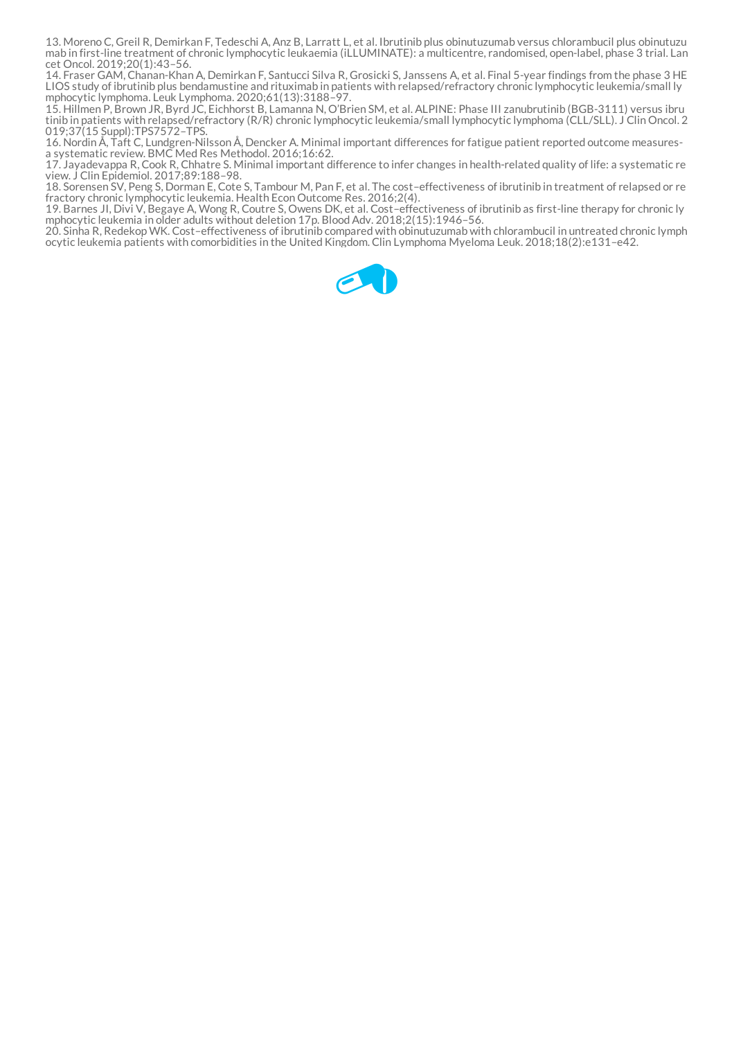13. Moreno C, Greil R, Demirkan F, Tedeschi A, Anz B, Larratt L, et al. Ibrutinib plus obinutuzumab versus chlorambucil plus obinutuzumab in first-line treatment of chronic lymphocytic leukaemia (iLLUMINATE): a multicentre, randomised, open-label, phase 3 trial. Lancet Oncol. 2019;20(1):43–56.
14. Fraser GAM, Chanan-Khan A, Demirkan F, Santucci Silva R, Grosicki S, Janssens A, et al. Final 5-year findings from the phase 3 HELIOS study of ibrutinib plus bendamustine and rituximab in patients with relapsed/refractory chronic lymphocytic leukemia/small lymphocytic lymphoma. Leuk Lymphoma. 2020;61(13):3188–97.
15. Hillmen P, Brown JR, Byrd JC, Eichhorst B, Lamanna N, O'Brien SM, et al. ALPINE: Phase III zanubrutinib (BGB-3111) versus ibrutinib in patients with relapsed/refractory (R/R) chronic lymphocytic leukemia/small lymphocytic lymphoma (CLL/SLL). J Clin Oncol. 2019;37(15 Suppl):TPS7572–TPS.
16. Nordin Å, Taft C, Lundgren-Nilsson Å, Dencker A. Minimal important differences for fatigue patient reported outcome measures-a systematic review. BMC Med Res Methodol. 2016;16:62.
17. Jayadevappa R, Cook R, Chhatre S. Minimal important difference to infer changes in health-related quality of life: a systematic review. J Clin Epidemiol. 2017;89:188–98.
18. Sorensen SV, Peng S, Dorman E, Cote S, Tambour M, Pan F, et al. The cost–effectiveness of ibrutinib in treatment of relapsed or refractory chronic lymphocytic leukemia. Health Econ Outcome Res. 2016;2(4).
19. Barnes JI, Divi V, Begaye A, Wong R, Coutre S, Owens DK, et al. Cost–effectiveness of ibrutinib as first-line therapy for chronic lymphocytic leukemia in older adults without deletion 17p. Blood Adv. 2018;2(15):1946–56.
20. Sinha R, Redekop WK. Cost–effectiveness of ibrutinib compared with obinutuzumab with chlorambucil in untreated chronic lymphocytic leukemia patients with comorbidities in the United Kingdom. Clin Lymphoma Myeloma Leuk. 2018;18(2):e131–e42.